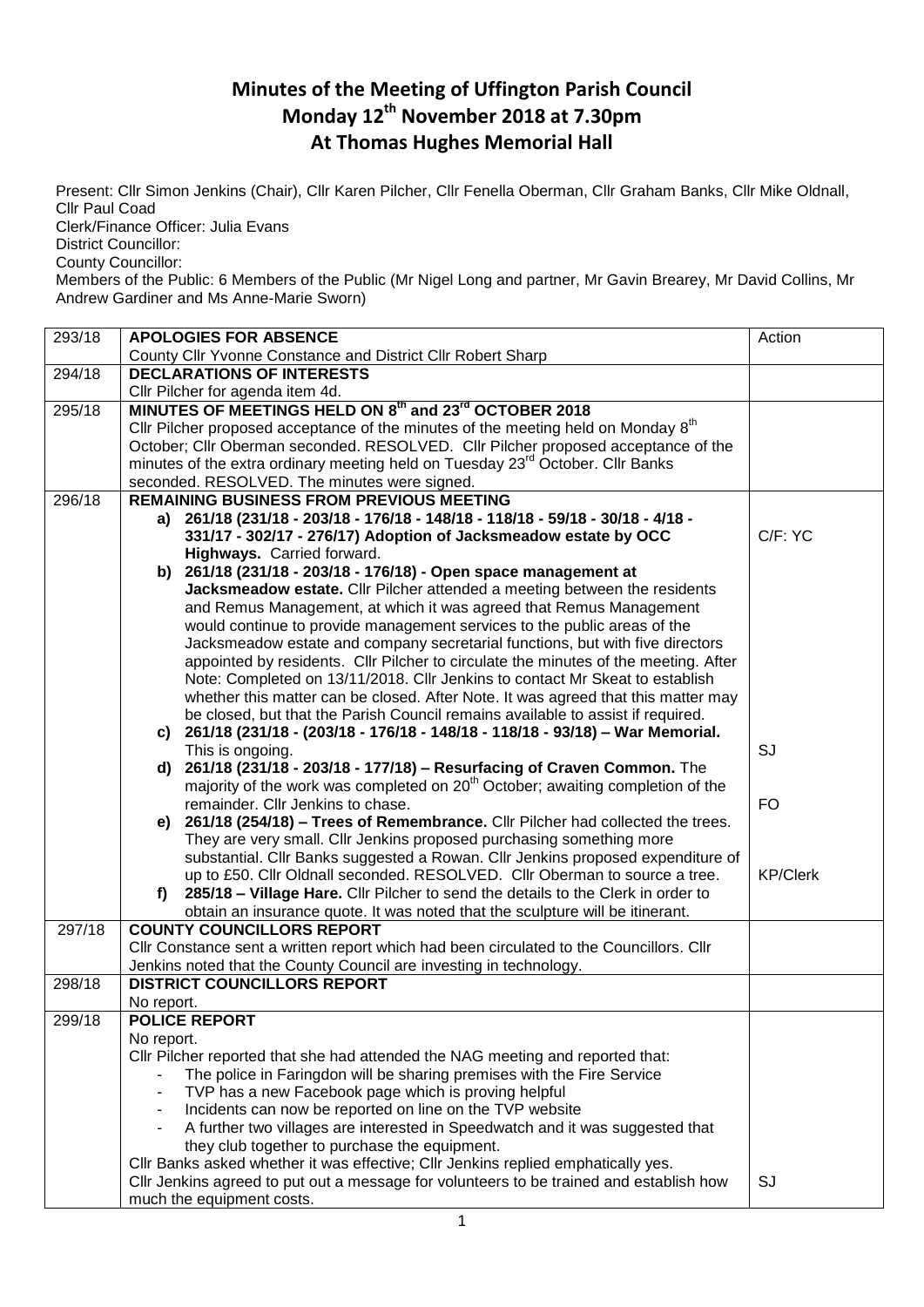# Minutes of the Meeting of Uffington Parish Council
## Monday 12th November 2018 at 7.30pm
## At Thomas Hughes Memorial Hall

Present: Cllr Simon Jenkins (Chair), Cllr Karen Pilcher, Cllr Fenella Oberman, Cllr Graham Banks, Cllr Mike Oldnall, Cllr Paul Coad

Clerk/Finance Officer: Julia Evans

District Councillor:

County Councillor:

Members of the Public: 6 Members of the Public (Mr Nigel Long and partner, Mr Gavin Brearey, Mr David Collins, Mr Andrew Gardiner and Ms Anne-Marie Sworn)

| | | |
|---|---|---|
| 293/18 | **APOLOGIES FOR ABSENCE**<br>County Cllr Yvonne Constance and District Cllr Robert Sharp | Action |
| 294/18 | **DECLARATIONS OF INTERESTS**<br>Cllr Pilcher for agenda item 4d. | |
| 295/18 | **MINUTES OF MEETINGS HELD ON 8th and 23rd OCTOBER 2018**<br>Cllr Pilcher proposed acceptance of the minutes of the meeting held on Monday 8th October; Cllr Oberman seconded. RESOLVED. Cllr Pilcher proposed acceptance of the minutes of the extra ordinary meeting held on Tuesday 23rd October. Cllr Banks seconded. RESOLVED. The minutes were signed. | |
| 296/18 | **REMAINING BUSINESS FROM PREVIOUS MEETING**<br>**a) 261/18 (231/18 - 203/18 - 176/18 - 148/18 - 118/18 - 59/18 - 30/18 - 4/18 - 331/17 - 302/17 - 276/17) Adoption of Jacksmeadow estate by OCC Highways.** Carried forward.<br>**b) 261/18 (231/18 - 203/18 - 176/18) - Open space management at Jacksmeadow estate.** Cllr Pilcher attended a meeting between the residents and Remus Management, at which it was agreed that Remus Management would continue to provide management services to the public areas of the Jacksmeadow estate and company secretarial functions, but with five directors appointed by residents. Cllr Pilcher to circulate the minutes of the meeting. After Note: Completed on 13/11/2018. Cllr Jenkins to contact Mr Skeat to establish whether this matter can be closed. After Note. It was agreed that this matter may be closed, but that the Parish Council remains available to assist if required.<br>**c) 261/18 (231/18 - (203/18 - 176/18 - 148/18 - 118/18 - 93/18) – War Memorial.** This is ongoing.<br>**d) 261/18 (231/18 - 203/18 - 177/18) – Resurfacing of Craven Common.** The majority of the work was completed on 20th October; awaiting completion of the remainder. Cllr Jenkins to chase.<br>**e) 261/18 (254/18) – Trees of Remembrance.** Cllr Pilcher had collected the trees. They are very small. Cllr Jenkins proposed purchasing something more substantial. Cllr Banks suggested a Rowan. Cllr Jenkins proposed expenditure of up to £50. Cllr Oldnall seconded. RESOLVED. Cllr Oberman to source a tree.<br>**f) 285/18 – Village Hare.** Cllr Pilcher to send the details to the Clerk in order to obtain an insurance quote. It was noted that the sculpture will be itinerant. | C/F: YC<br><br><br><br><br>SJ<br><br>FO<br><br>KP/Clerk |
| 297/18 | **COUNTY COUNCILLORS REPORT**<br>Cllr Constance sent a written report which had been circulated to the Councillors. Cllr Jenkins noted that the County Council are investing in technology. | |
| 298/18 | **DISTRICT COUNCILLORS REPORT**<br>No report. | |
| 299/18 | **POLICE REPORT**<br>No report.<br>Cllr Pilcher reported that she had attended the NAG meeting and reported that:<br>- The police in Faringdon will be sharing premises with the Fire Service<br>- TVP has a new Facebook page which is proving helpful<br>- Incidents can now be reported on line on the TVP website<br>- A further two villages are interested in Speedwatch and it was suggested that they club together to purchase the equipment.<br>Cllr Banks asked whether it was effective; Cllr Jenkins replied emphatically yes.<br>Cllr Jenkins agreed to put out a message for volunteers to be trained and establish how much the equipment costs. | <br><br><br><br><br><br><br><br>SJ |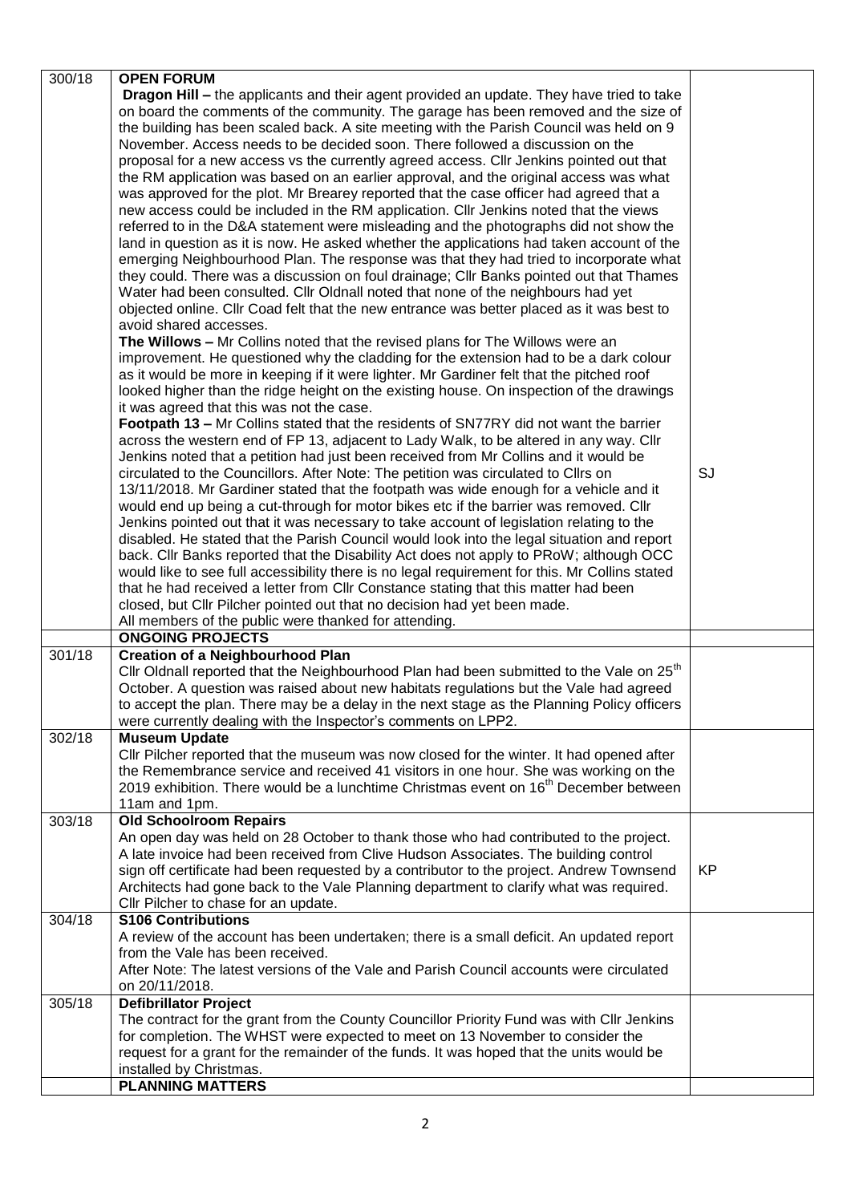| 300/18 | **OPEN FORUM**<br>**Dragon Hill –** the applicants and their agent provided an update. They have tried to take on board the comments of the community. The garage has been removed and the size of the building has been scaled back. A site meeting with the Parish Council was held on 9 November. Access needs to be decided soon. There followed a discussion on the proposal for a new access vs the currently agreed access. Cllr Jenkins pointed out that the RM application was based on an earlier approval, and the original access was what was approved for the plot. Mr Brearey reported that the case officer had agreed that a new access could be included in the RM application. Cllr Jenkins noted that the views referred to in the D&A statement were misleading and the photographs did not show the land in question as it is now. He asked whether the applications had taken account of the emerging Neighbourhood Plan. The response was that they had tried to incorporate what they could. There was a discussion on foul drainage; Cllr Banks pointed out that Thames Water had been consulted. Cllr Oldnall noted that none of the neighbours had yet objected online. Cllr Coad felt that the new entrance was better placed as it was best to avoid shared accesses.<br>**The Willows –** Mr Collins noted that the revised plans for The Willows were an improvement. He questioned why the cladding for the extension had to be a dark colour as it would be more in keeping if it were lighter. Mr Gardiner felt that the pitched roof looked higher than the ridge height on the existing house. On inspection of the drawings it was agreed that this was not the case.<br>**Footpath 13 –** Mr Collins stated that the residents of SN77RY did not want the barrier across the western end of FP 13, adjacent to Lady Walk, to be altered in any way. Cllr Jenkins noted that a petition had just been received from Mr Collins and it would be circulated to the Councillors. After Note: The petition was circulated to Cllrs on 13/11/2018. Mr Gardiner stated that the footpath was wide enough for a vehicle and it would end up being a cut-through for motor bikes etc if the barrier was removed. Cllr Jenkins pointed out that it was necessary to take account of legislation relating to the disabled. He stated that the Parish Council would look into the legal situation and report back. Cllr Banks reported that the Disability Act does not apply to PRoW; although OCC would like to see full accessibility there is no legal requirement for this. Mr Collins stated that he had received a letter from Cllr Constance stating that this matter had been closed, but Cllr Pilcher pointed out that no decision had yet been made.<br>All members of the public were thanked for attending. | SJ |
|---|---|---|
| | **ONGOING PROJECTS** | |
| 301/18 | **Creation of a Neighbourhood Plan**<br>Cllr Oldnall reported that the Neighbourhood Plan had been submitted to the Vale on 25th October. A question was raised about new habitats regulations but the Vale had agreed to accept the plan. There may be a delay in the next stage as the Planning Policy officers were currently dealing with the Inspector's comments on LPP2. | |
| 302/18 | **Museum Update**<br>Cllr Pilcher reported that the museum was now closed for the winter. It had opened after the Remembrance service and received 41 visitors in one hour. She was working on the 2019 exhibition. There would be a lunchtime Christmas event on 16th December between 11am and 1pm. | |
| 303/18 | **Old Schoolroom Repairs**<br>An open day was held on 28 October to thank those who had contributed to the project. A late invoice had been received from Clive Hudson Associates. The building control sign off certificate had been requested by a contributor to the project. Andrew Townsend Architects had gone back to the Vale Planning department to clarify what was required. Cllr Pilcher to chase for an update. | KP |
| 304/18 | **S106 Contributions**<br>A review of the account has been undertaken; there is a small deficit. An updated report from the Vale has been received.<br>After Note: The latest versions of the Vale and Parish Council accounts were circulated on 20/11/2018. | |
| 305/18 | **Defibrillator Project**<br>The contract for the grant from the County Councillor Priority Fund was with Cllr Jenkins for completion. The WHST were expected to meet on 13 November to consider the request for a grant for the remainder of the funds. It was hoped that the units would be installed by Christmas. | |
| | **PLANNING MATTERS** | |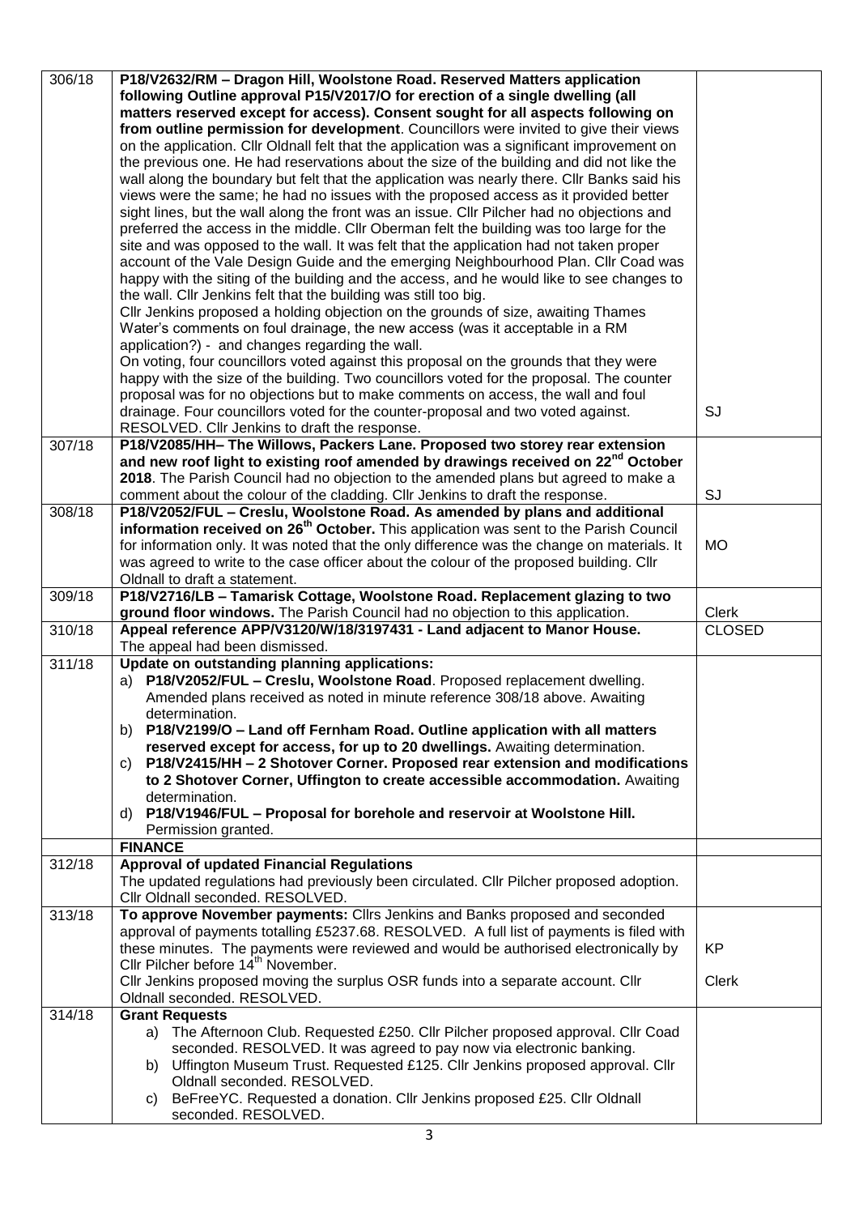| | | |
|---|---|---|
| 306/18 | **P18/V2632/RM – Dragon Hill, Woolstone Road. Reserved Matters application following Outline approval P15/V2017/O for erection of a single dwelling (all matters reserved except for access). Consent sought for all aspects following on from outline permission for development**. Councillors were invited to give their views on the application. Cllr Oldnall felt that the application was a significant improvement on the previous one. He had reservations about the size of the building and did not like the wall along the boundary but felt that the application was nearly there. Cllr Banks said his views were the same; he had no issues with the proposed access as it provided better sight lines, but the wall along the front was an issue. Cllr Pilcher had no objections and preferred the access in the middle. Cllr Oberman felt the building was too large for the site and was opposed to the wall. It was felt that the application had not taken proper account of the Vale Design Guide and the emerging Neighbourhood Plan. Cllr Coad was happy with the siting of the building and the access, and he would like to see changes to the wall. Cllr Jenkins felt that the building was still too big.<br>Cllr Jenkins proposed a holding objection on the grounds of size, awaiting Thames Water's comments on foul drainage, the new access (was it acceptable in a RM application?) - and changes regarding the wall.<br>On voting, four councillors voted against this proposal on the grounds that they were happy with the size of the building. Two councillors voted for the proposal. The counter proposal was for no objections but to make comments on access, the wall and foul drainage. Four councillors voted for the counter-proposal and two voted against. RESOLVED. Cllr Jenkins to draft the response. | SJ |
| 307/18 | **P18/V2085/HH– The Willows, Packers Lane. Proposed two storey rear extension and new roof light to existing roof amended by drawings received on 22nd October 2018**. The Parish Council had no objection to the amended plans but agreed to make a comment about the colour of the cladding. Cllr Jenkins to draft the response. | SJ |
| 308/18 | **P18/V2052/FUL – Creslu, Woolstone Road. As amended by plans and additional information received on 26th October.** This application was sent to the Parish Council for information only. It was noted that the only difference was the change on materials. It was agreed to write to the case officer about the colour of the proposed building. Cllr Oldnall to draft a statement. | MO |
| 309/18 | **P18/V2716/LB – Tamarisk Cottage, Woolstone Road. Replacement glazing to two ground floor windows.** The Parish Council had no objection to this application. | Clerk |
| 310/18 | **Appeal reference APP/V3120/W/18/3197431 - Land adjacent to Manor House.**<br>The appeal had been dismissed. | CLOSED |
| 311/18 | **Update on outstanding planning applications:**<br>a) **P18/V2052/FUL – Creslu, Woolstone Road**. Proposed replacement dwelling. Amended plans received as noted in minute reference 308/18 above. Awaiting determination.<br>b) **P18/V2199/O – Land off Fernham Road. Outline application with all matters reserved except for access, for up to 20 dwellings.** Awaiting determination.<br>c) **P18/V2415/HH – 2 Shotover Corner. Proposed rear extension and modifications to 2 Shotover Corner, Uffington to create accessible accommodation.** Awaiting determination.<br>d) **P18/V1946/FUL – Proposal for borehole and reservoir at Woolstone Hill.** Permission granted. | |
| | **FINANCE** | |
| 312/18 | **Approval of updated Financial Regulations**<br>The updated regulations had previously been circulated. Cllr Pilcher proposed adoption. Cllr Oldnall seconded. RESOLVED. | |
| 313/18 | **To approve November payments:** Cllrs Jenkins and Banks proposed and seconded approval of payments totalling £5237.68. RESOLVED. A full list of payments is filed with these minutes. The payments were reviewed and would be authorised electronically by Cllr Pilcher before 14th November.<br>Cllr Jenkins proposed moving the surplus OSR funds into a separate account. Cllr Oldnall seconded. RESOLVED. | KP<br><br>Clerk |
| 314/18 | **Grant Requests**<br>a) The Afternoon Club. Requested £250. Cllr Pilcher proposed approval. Cllr Coad seconded. RESOLVED. It was agreed to pay now via electronic banking.<br>b) Uffington Museum Trust. Requested £125. Cllr Jenkins proposed approval. Cllr Oldnall seconded. RESOLVED.<br>c) BeFreeYC. Requested a donation. Cllr Jenkins proposed £25. Cllr Oldnall seconded. RESOLVED. | |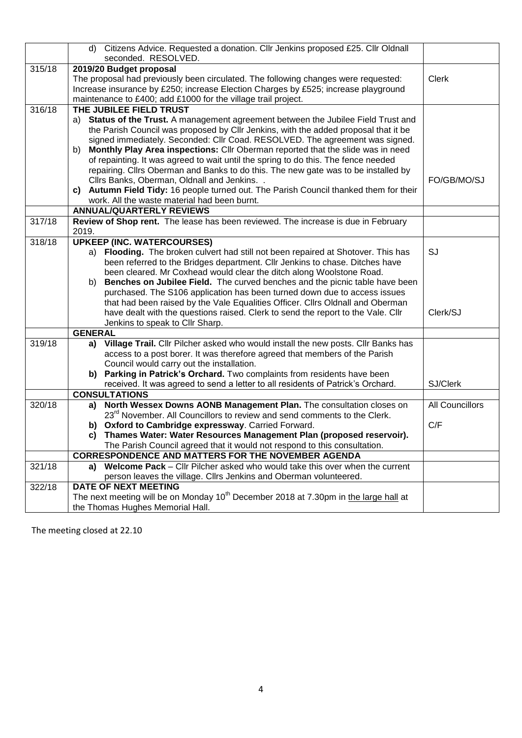| | | |
|---|---|---|
| | d) Citizens Advice. Requested a donation. Cllr Jenkins proposed £25. Cllr Oldnall seconded. RESOLVED. | |
| 315/18 | **2019/20 Budget proposal**<br>The proposal had previously been circulated. The following changes were requested: Increase insurance by £250; increase Election Charges by £525; increase playground maintenance to £400; add £1000 for the village trail project. | Clerk |
| 316/18 | **THE JUBILEE FIELD TRUST**<br>a) **Status of the Trust.** A management agreement between the Jubilee Field Trust and the Parish Council was proposed by Cllr Jenkins, with the added proposal that it be signed immediately. Seconded: Cllr Coad. RESOLVED. The agreement was signed.<br>b) **Monthly Play Area inspections:** Cllr Oberman reported that the slide was in need of repainting. It was agreed to wait until the spring to do this. The fence needed repairing. Cllrs Oberman and Banks to do this. The new gate was to be installed by Cllrs Banks, Oberman, Oldnall and Jenkins. .<br>c) **Autumn Field Tidy:** 16 people turned out. The Parish Council thanked them for their work. All the waste material had been burnt. | FO/GB/MO/SJ |
| | **ANNUAL/QUARTERLY REVIEWS** | |
| 317/18 | **Review of Shop rent.** The lease has been reviewed. The increase is due in February 2019. | |
| 318/18 | **UPKEEP (INC. WATERCOURSES)**<br>a) **Flooding.** The broken culvert had still not been repaired at Shotover. This has been referred to the Bridges department. Cllr Jenkins to chase. Ditches have been cleared. Mr Coxhead would clear the ditch along Woolstone Road.<br>b) **Benches on Jubilee Field.** The curved benches and the picnic table have been purchased. The S106 application has been turned down due to access issues that had been raised by the Vale Equalities Officer. Cllrs Oldnall and Oberman have dealt with the questions raised. Clerk to send the report to the Vale. Cllr Jenkins to speak to Cllr Sharp. | SJ<br><br><br>Clerk/SJ |
| | **GENERAL** | |
| 319/18 | a) **Village Trail.** Cllr Pilcher asked who would install the new posts. Cllr Banks has access to a post borer. It was therefore agreed that members of the Parish Council would carry out the installation.<br>b) **Parking in Patrick's Orchard.** Two complaints from residents have been received. It was agreed to send a letter to all residents of Patrick's Orchard. | SJ/Clerk |
| | **CONSULTATIONS** | |
| 320/18 | a) **North Wessex Downs AONB Management Plan.** The consultation closes on 23rd November. All Councillors to review and send comments to the Clerk.<br>b) **Oxford to Cambridge expressway**. Carried Forward.<br>c) **Thames Water: Water Resources Management Plan (proposed reservoir).** The Parish Council agreed that it would not respond to this consultation. | All Councillors<br><br>C/F |
| | **CORRESPONDENCE AND MATTERS FOR THE NOVEMBER AGENDA** | |
| 321/18 | a) **Welcome Pack** – Cllr Pilcher asked who would take this over when the current person leaves the village. Cllrs Jenkins and Oberman volunteered. | |
| 322/18 | **DATE OF NEXT MEETING**<br>The next meeting will be on Monday 10th December 2018 at 7.30pm in the large hall at the Thomas Hughes Memorial Hall. | |

The meeting closed at 22.10